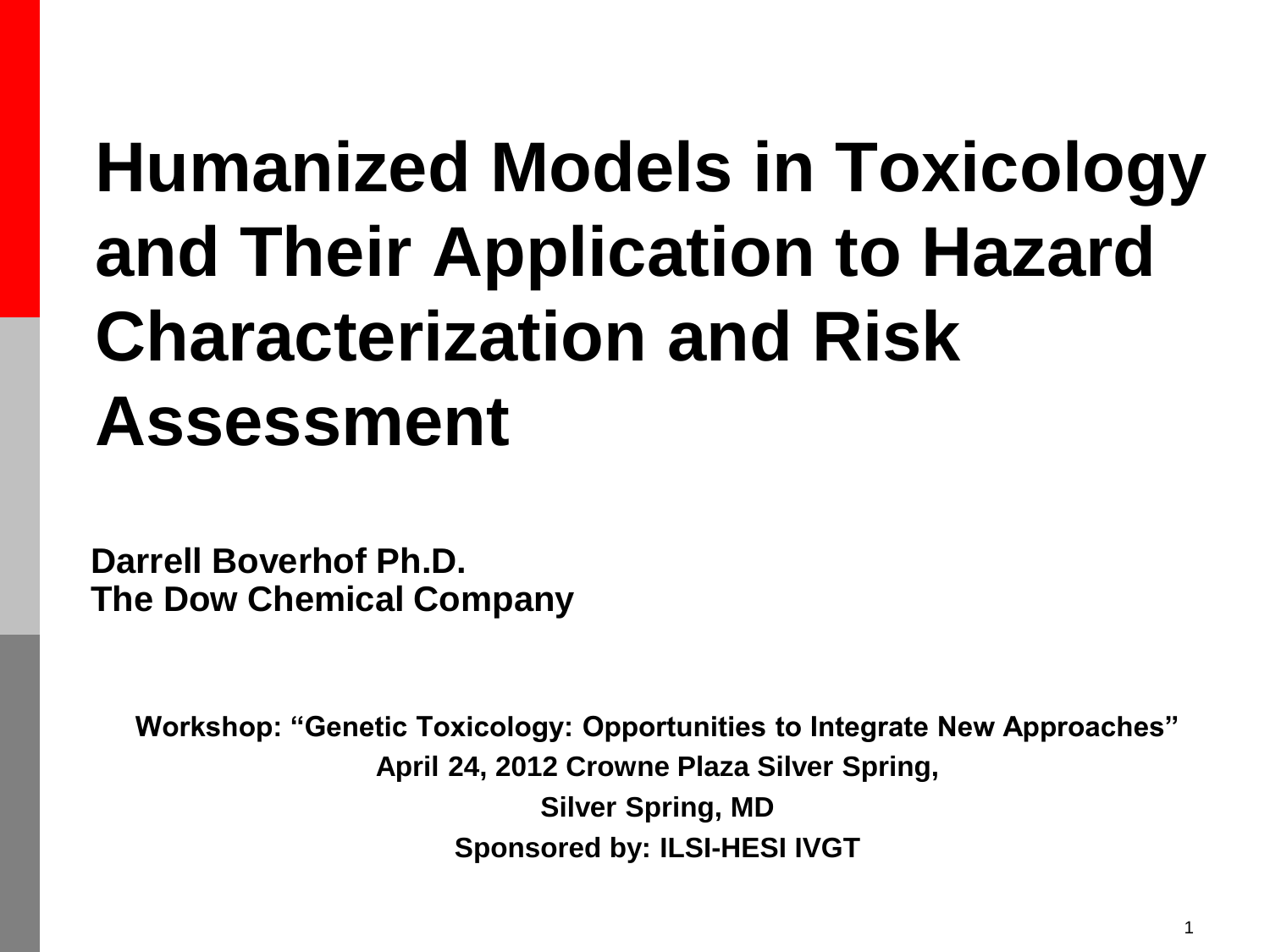# Humanized Models in Toxicology and Their Application to Hazard Characterization and Risk Assessment

**Darrell Boverhof Ph.D.**
**The Dow Chemical Company**

**Workshop: "Genetic Toxicology: Opportunities to Integrate New Approaches"**
**April 24, 2012 Crowne Plaza Silver Spring,**
**Silver Spring, MD**
**Sponsored by: ILSI-HESI IVGT**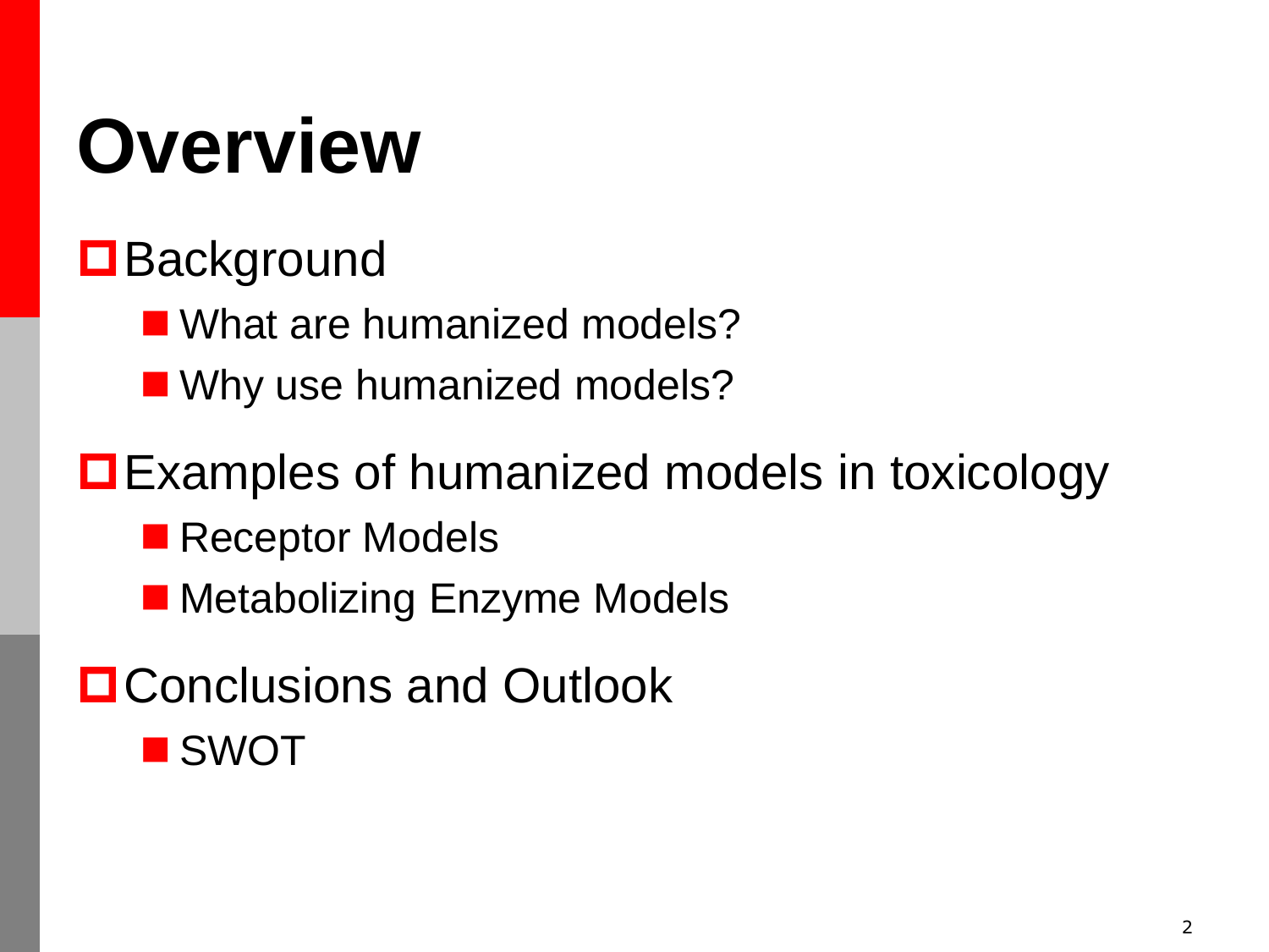# Overview

- Background
  - What are humanized models?
  - Why use humanized models?
- Examples of humanized models in toxicology
  - Receptor Models
  - Metabolizing Enzyme Models
- Conclusions and Outlook
  - SWOT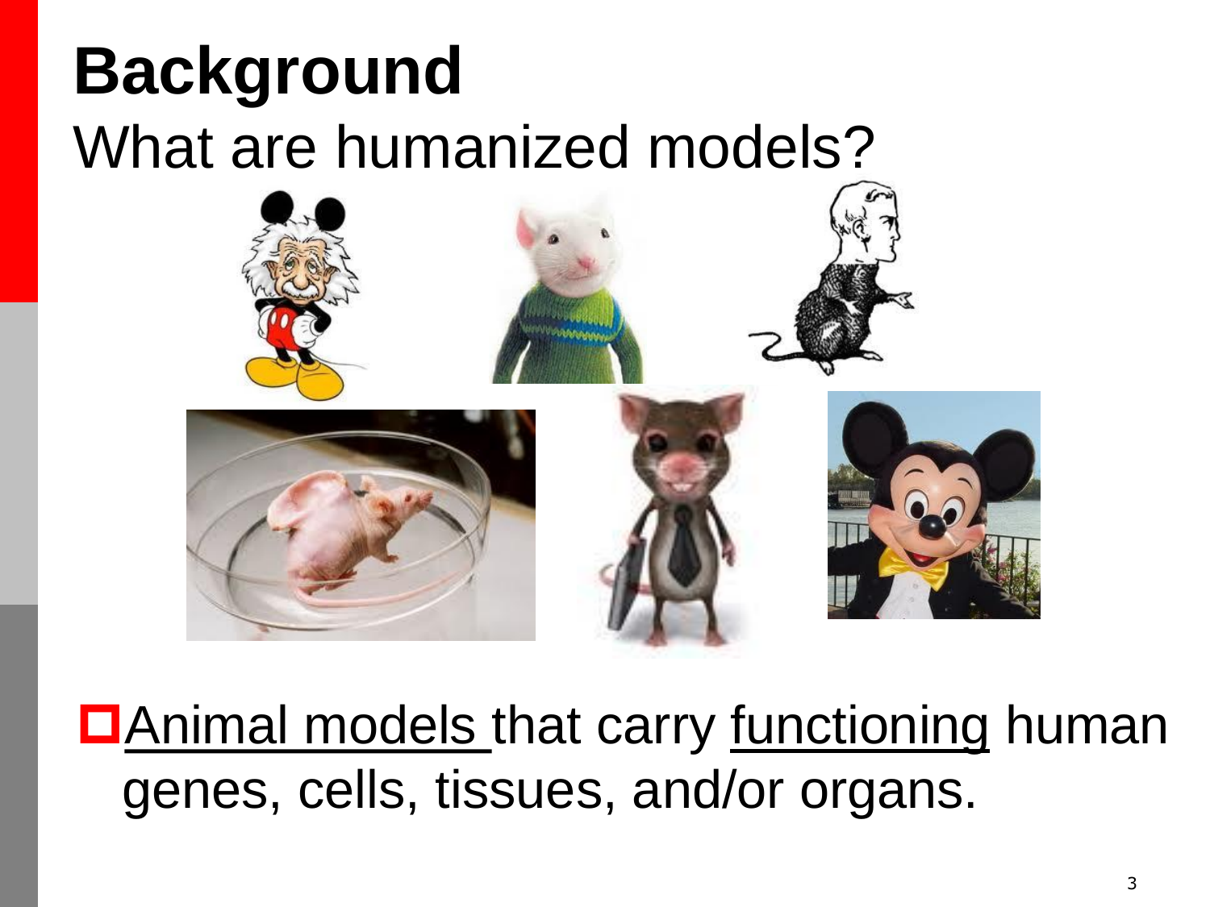# Background

## What are humanized models?

- Animal models that carry functioning human genes, cells, tissues, and/or organs.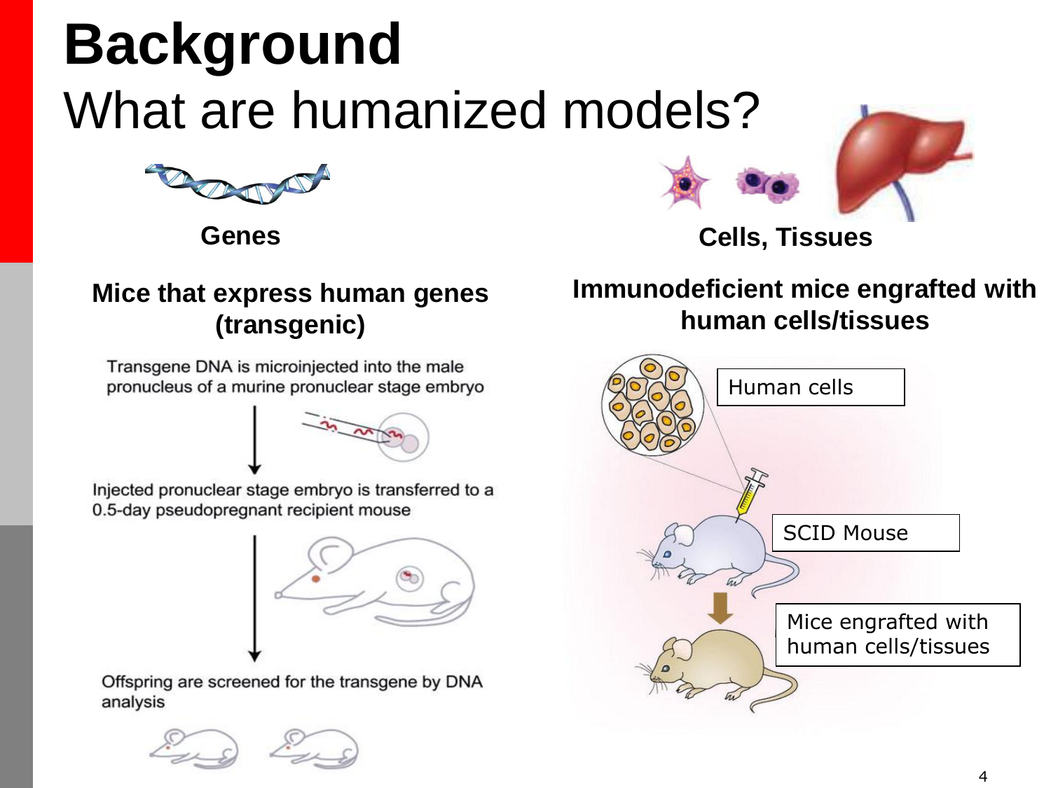# Background

## What are humanized models?

**Genes**

**Mice that express human genes (transgenic)**

Transgene DNA is microinjected into the male pronucleus of a murine pronuclear stage embryo

Injected pronuclear stage embryo is transferred to a 0.5-day pseudopregnant recipient mouse

Offspring are screened for the transgene by DNA analysis

**Cells, Tissues**

**Immunodeficient mice engrafted with human cells/tissues**

Human cells

SCID Mouse

Mice engrafted with human cells/tissues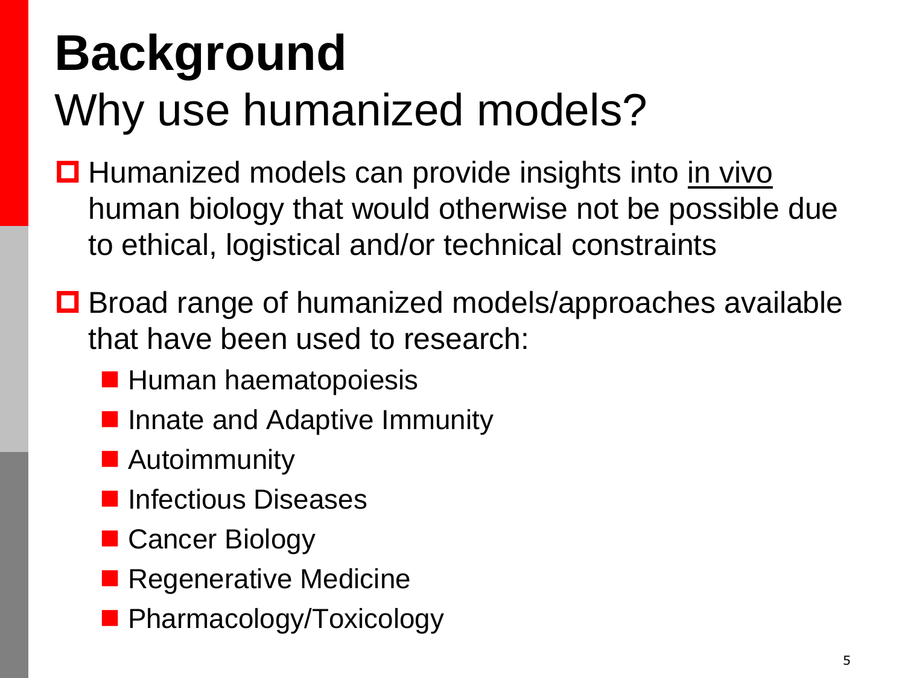# Background

## Why use humanized models?

- Humanized models can provide insights into <u>in vivo</u> human biology that would otherwise not be possible due to ethical, logistical and/or technical constraints
- Broad range of humanized models/approaches available that have been used to research:
  - Human haematopoiesis
  - Innate and Adaptive Immunity
  - Autoimmunity
  - Infectious Diseases
  - Cancer Biology
  - Regenerative Medicine
  - Pharmacology/Toxicology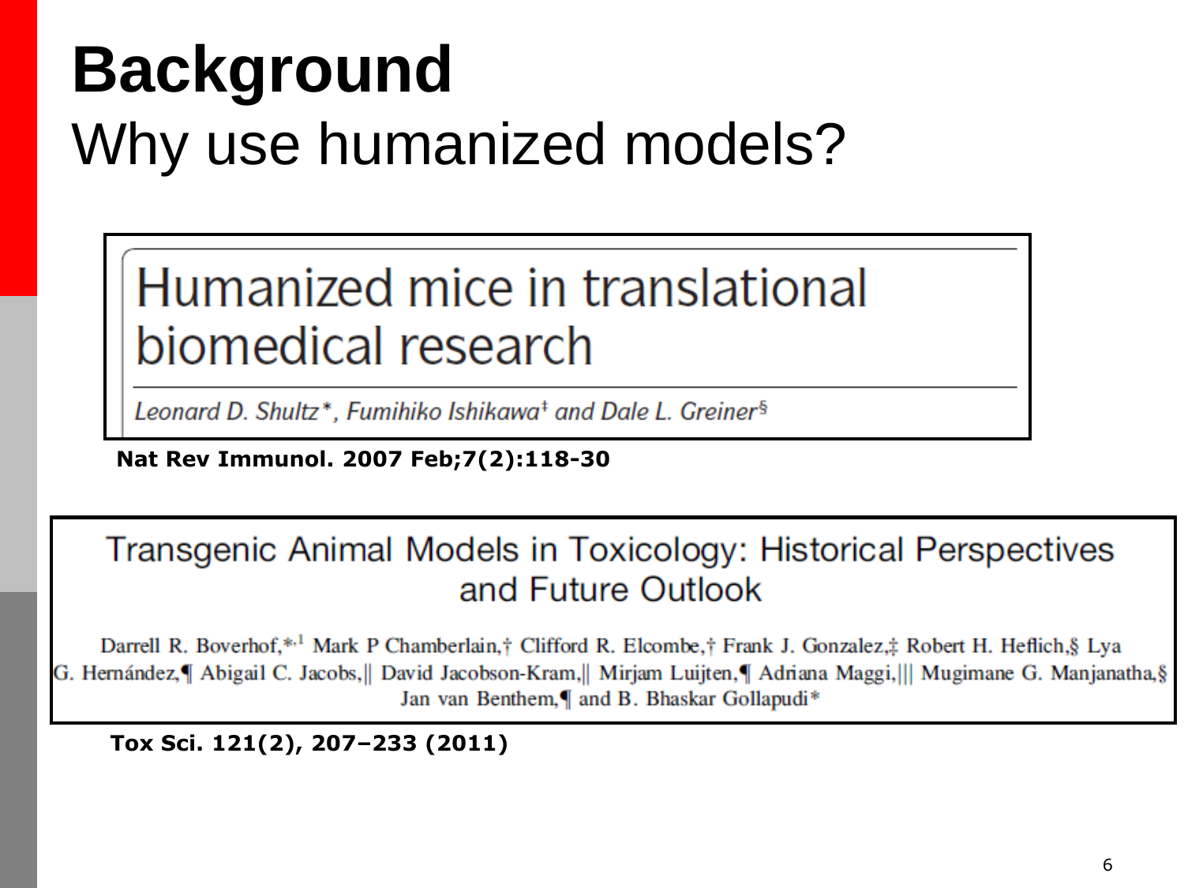# Background

## Why use humanized models?

**Humanized mice in translational biomedical research**

*Leonard D. Shultz*, Fumihiko Ishikawa‡ and Dale L. Greiner§*

**Nat Rev Immunol. 2007 Feb;7(2):118-30**

**Transgenic Animal Models in Toxicology: Historical Perspectives and Future Outlook**

Darrell R. Boverhof,*[,1] Mark P Chamberlain,† Clifford R. Elcombe,† Frank J. Gonzalez,‡ Robert H. Heflich,§ Lya G. Hernández,¶ Abigail C. Jacobs,|| David Jacobson-Kram,|| Mirjam Luijten,¶ Adriana Maggi,||| Mugimane G. Manjanatha,§ Jan van Benthem,¶ and B. Bhaskar Gollapudi*

**Tox Sci. 121(2), 207–233 (2011)**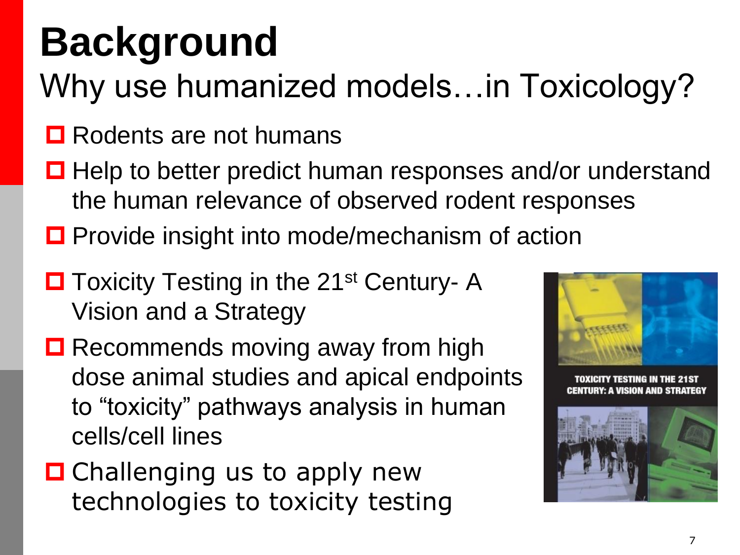# Background

## Why use humanized models…in Toxicology?

- Rodents are not humans
- Help to better predict human responses and/or understand the human relevance of observed rodent responses
- Provide insight into mode/mechanism of action
- Toxicity Testing in the 21st Century- A Vision and a Strategy
- Recommends moving away from high dose animal studies and apical endpoints to "toxicity" pathways analysis in human cells/cell lines
- Challenging us to apply new technologies to toxicity testing

TOXICITY TESTING IN THE 21ST CENTURY: A VISION AND STRATEGY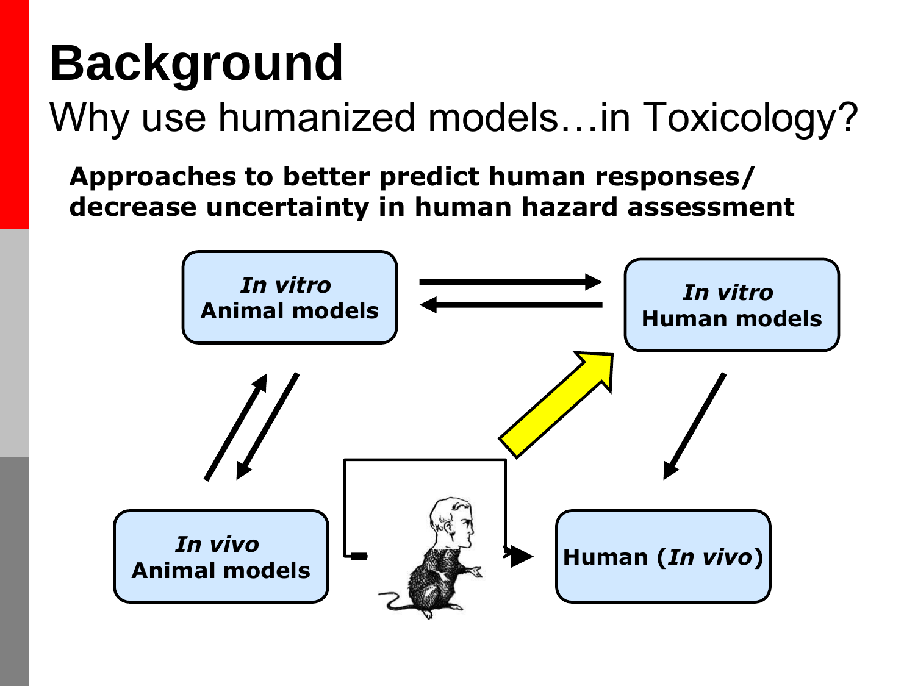# Background

## Why use humanized models…in Toxicology?

**Approaches to better predict human responses/ decrease uncertainty in human hazard assessment**

***In vitro* Animal models**

***In vitro* Human models**

***In vivo* Animal models**

**Human (*In vivo*)**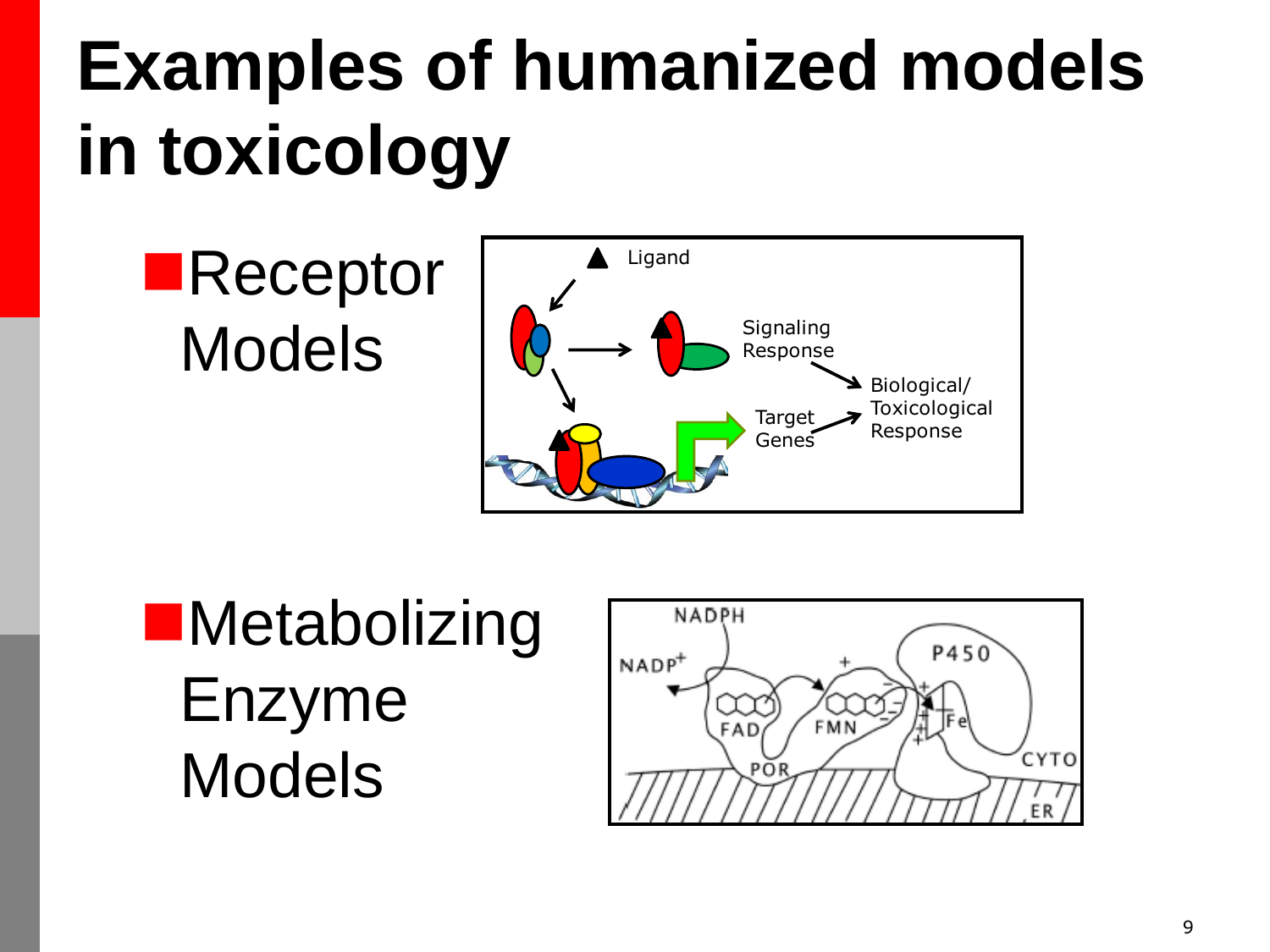# Examples of humanized models in toxicology

- Receptor Models
- Metabolizing Enzyme Models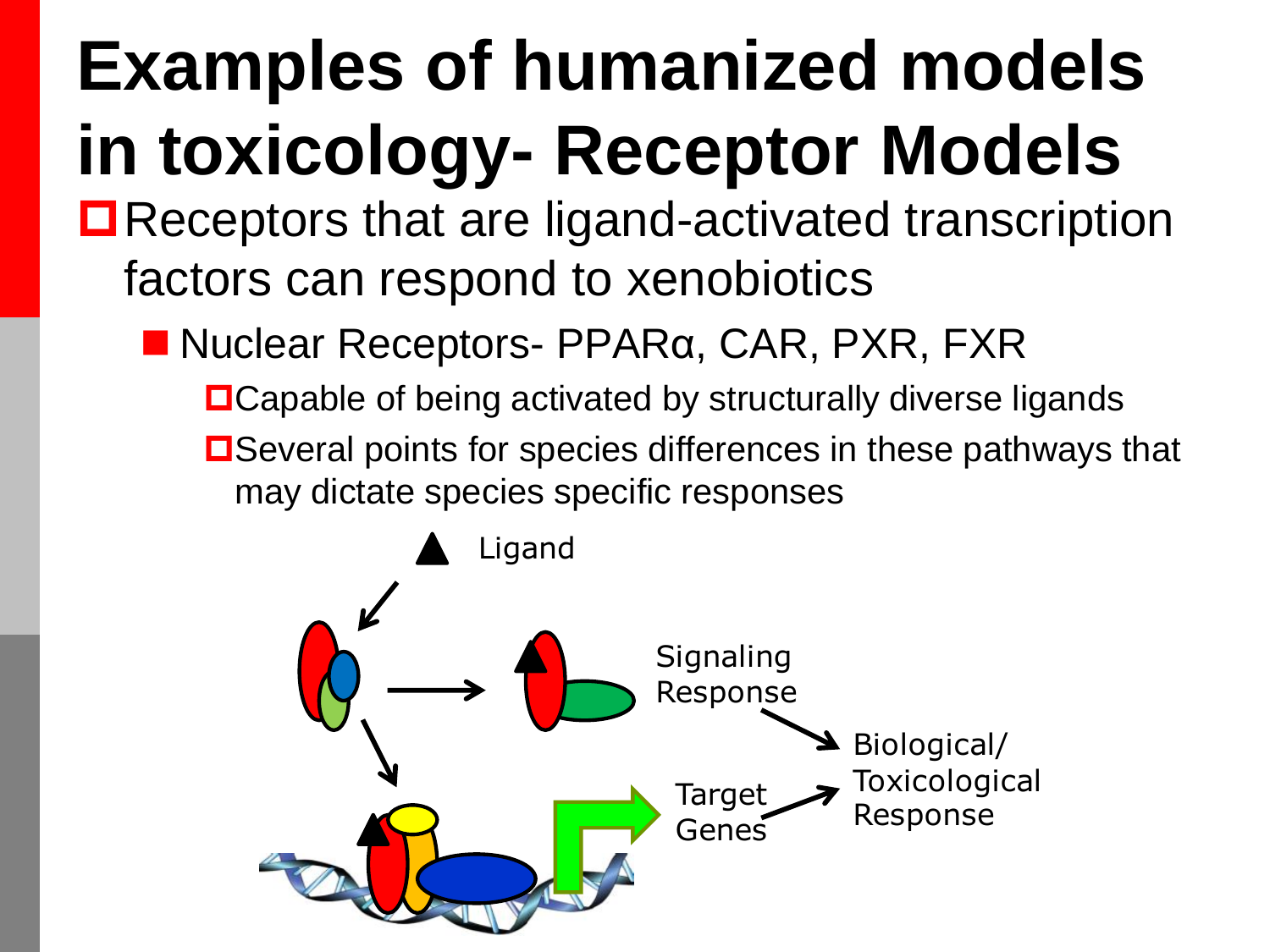# Examples of humanized models in toxicology- Receptor Models

- Receptors that are ligand-activated transcription factors can respond to xenobiotics
  - Nuclear Receptors- PPARα, CAR, PXR, FXR
    - Capable of being activated by structurally diverse ligands
    - Several points for species differences in these pathways that may dictate species specific responses

Ligand

Signaling Response

Target Genes

Biological/ Toxicological Response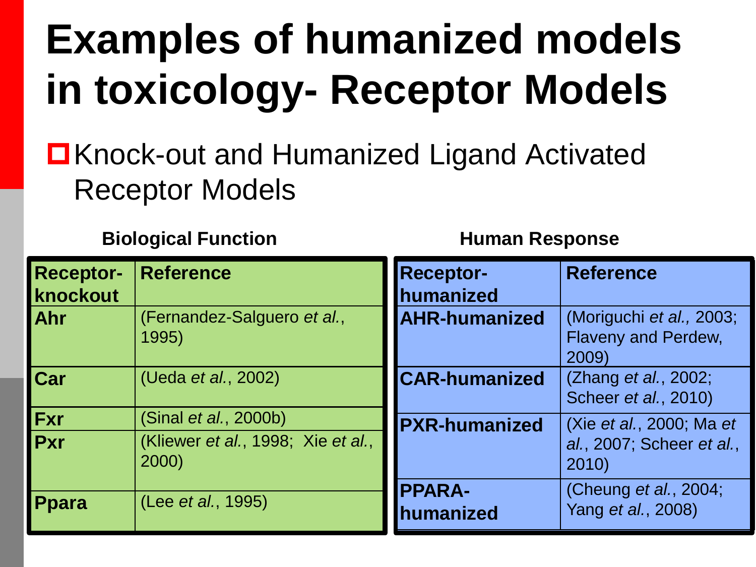# Examples of humanized models in toxicology- Receptor Models

- Knock-out and Humanized Ligand Activated Receptor Models

**Biological Function**

| Receptor-knockout | Reference |
|---|---|
| **Ahr** | (Fernandez-Salguero *et al.*, 1995) |
| **Car** | (Ueda *et al.*, 2002) |
| **Fxr** | (Sinal *et al.*, 2000b) |
| **Pxr** | (Kliewer *et al.*, 1998; Xie *et al.*, 2000) |
| **Ppara** | (Lee *et al.*, 1995) |

**Human Response**

| Receptor-humanized | Reference |
|---|---|
| **AHR-humanized** | (Moriguchi *et al.,* 2003; Flaveny and Perdew, 2009) |
| **CAR-humanized** | (Zhang *et al.*, 2002; Scheer *et al.*, 2010) |
| **PXR-humanized** | (Xie *et al.*, 2000; Ma *et al.*, 2007; Scheer *et al.*, 2010) |
| **PPARA-humanized** | (Cheung *et al.*, 2004; Yang *et al.*, 2008) |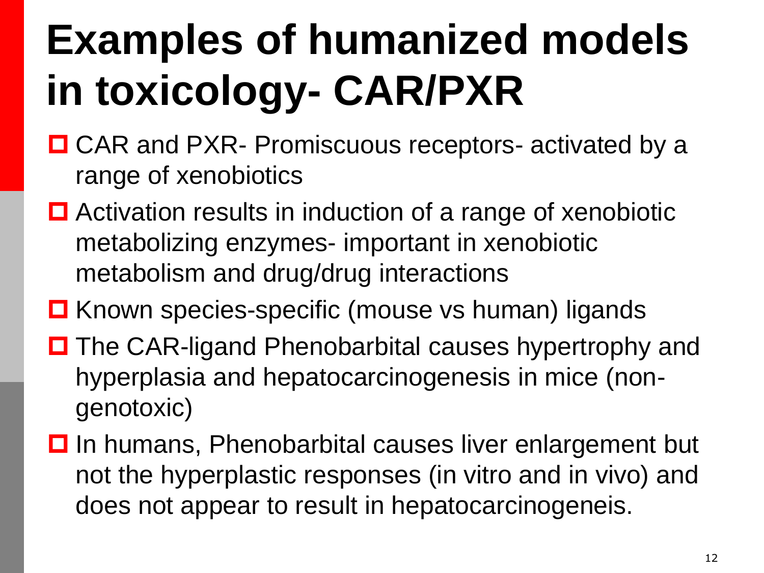# Examples of humanized models in toxicology- CAR/PXR

- CAR and PXR- Promiscuous receptors- activated by a range of xenobiotics
- Activation results in induction of a range of xenobiotic metabolizing enzymes- important in xenobiotic metabolism and drug/drug interactions
- Known species-specific (mouse vs human) ligands
- The CAR-ligand Phenobarbital causes hypertrophy and hyperplasia and hepatocarcinogenesis in mice (non-genotoxic)
- In humans, Phenobarbital causes liver enlargement but not the hyperplastic responses (in vitro and in vivo) and does not appear to result in hepatocarcinogeneis.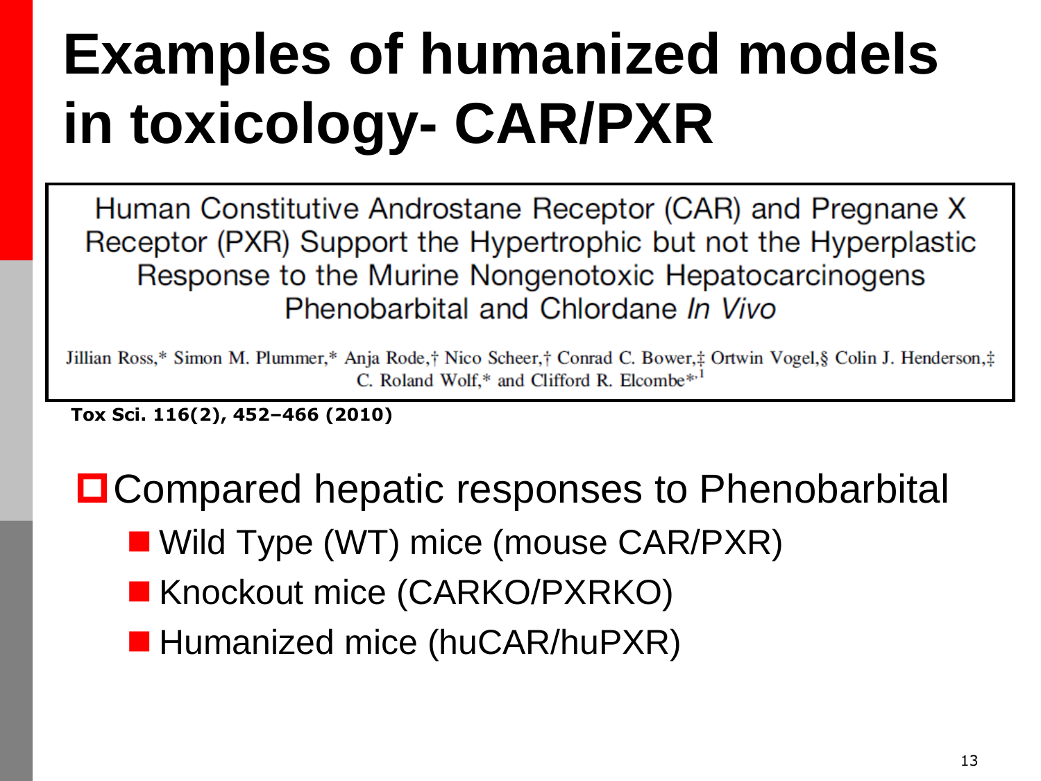# Examples of humanized models in toxicology- CAR/PXR

Human Constitutive Androstane Receptor (CAR) and Pregnane X Receptor (PXR) Support the Hypertrophic but not the Hyperplastic Response to the Murine Nongenotoxic Hepatocarcinogens Phenobarbital and Chlordane *In Vivo*

Jillian Ross,* Simon M. Plummer,* Anja Rode,† Nico Scheer,† Conrad C. Bower,‡ Ortwin Vogel,§ Colin J. Henderson,‡ C. Roland Wolf,* and Clifford R. Elcombe*,[1]

**Tox Sci. 116(2), 452–466 (2010)**

- Compared hepatic responses to Phenobarbital
  - Wild Type (WT) mice (mouse CAR/PXR)
  - Knockout mice (CARKO/PXRKO)
  - Humanized mice (huCAR/huPXR)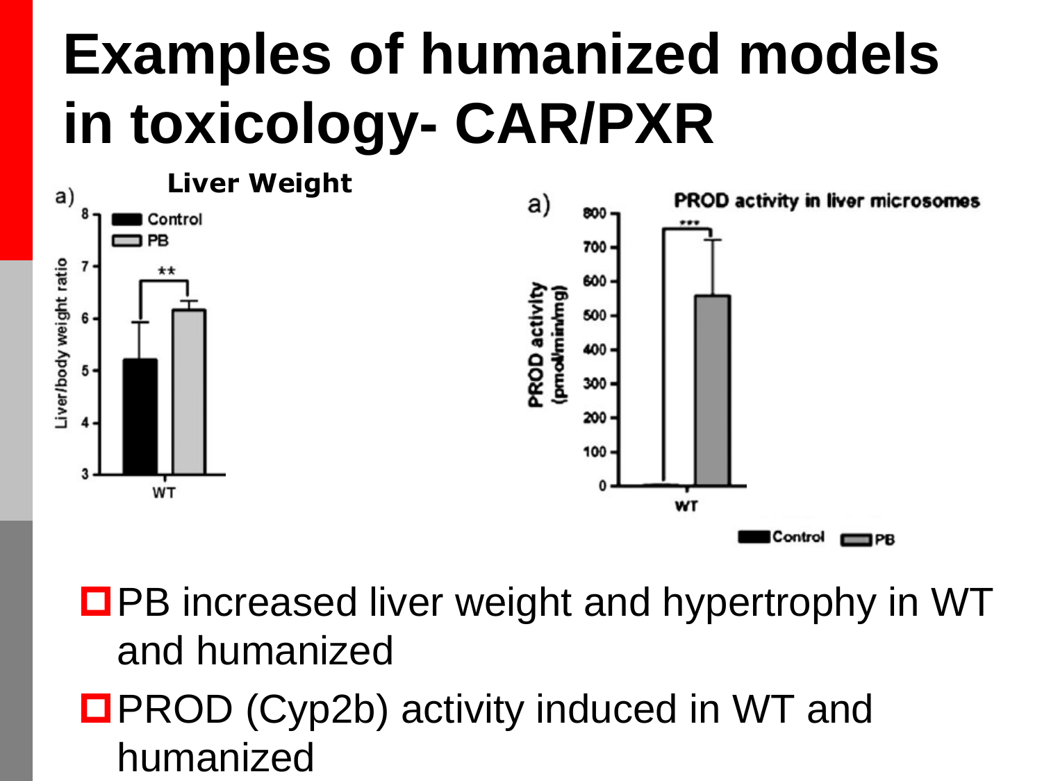# Examples of humanized models in toxicology- CAR/PXR

a) Liver Weight

Liver/body weight ratio

Control

PB

**

WT

a) PROD activity in liver microsomes

PROD activity (pmol/min/mg)

***

WT

Control PB

- PB increased liver weight and hypertrophy in WT and humanized
- PROD (Cyp2b) activity induced in WT and humanized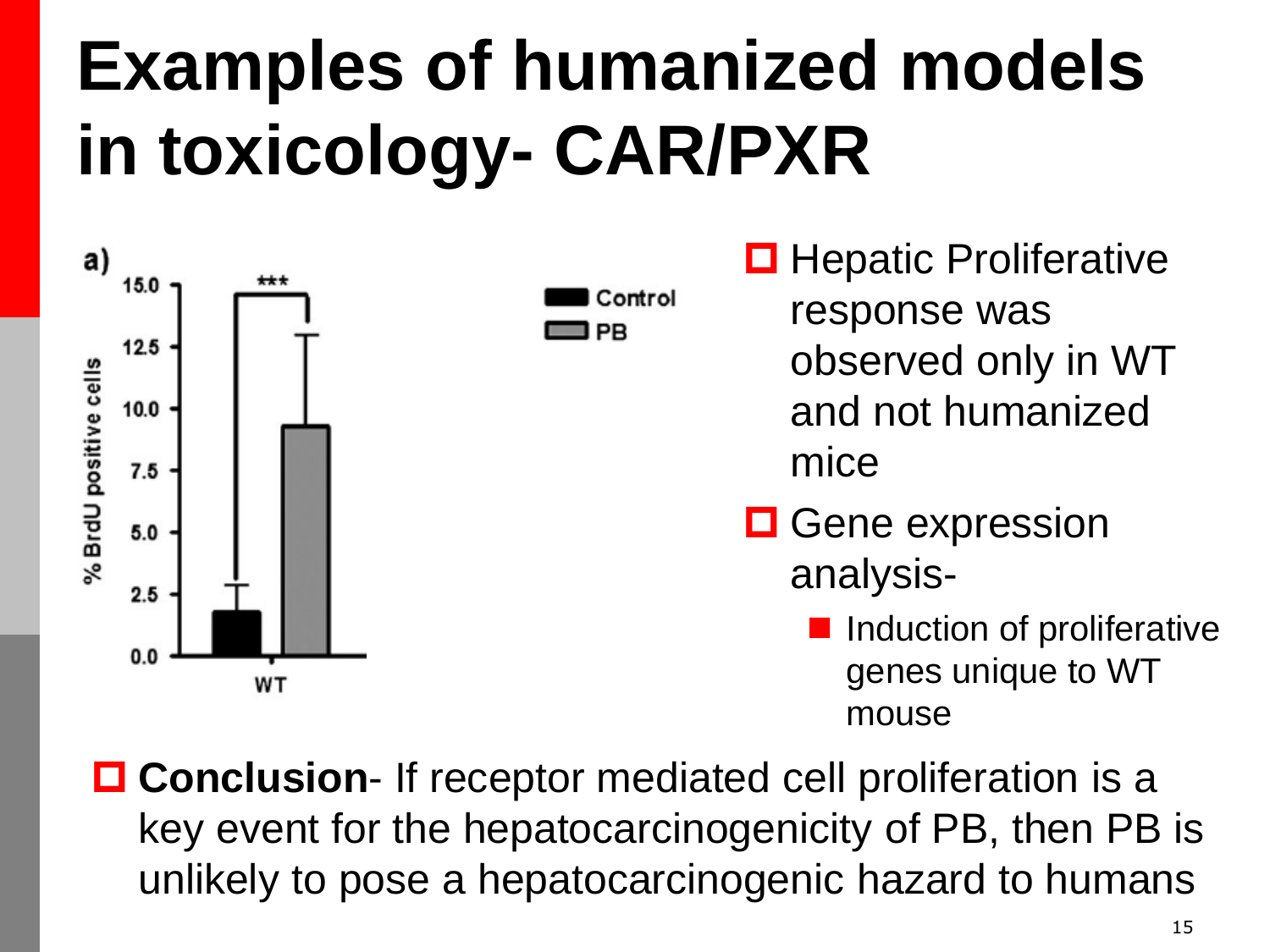# Examples of humanized models in toxicology- CAR/PXR

a)

| | Control | PB |
|---|---|---|
| WT (% BrdU positive cells) | ~1.8 | ~9.3 (***) |

- Hepatic Proliferative response was observed only in WT and not humanized mice
- Gene expression analysis-
  - Induction of proliferative genes unique to WT mouse

- **Conclusion**- If receptor mediated cell proliferation is a key event for the hepatocarcinogenicity of PB, then PB is unlikely to pose a hepatocarcinogenic hazard to humans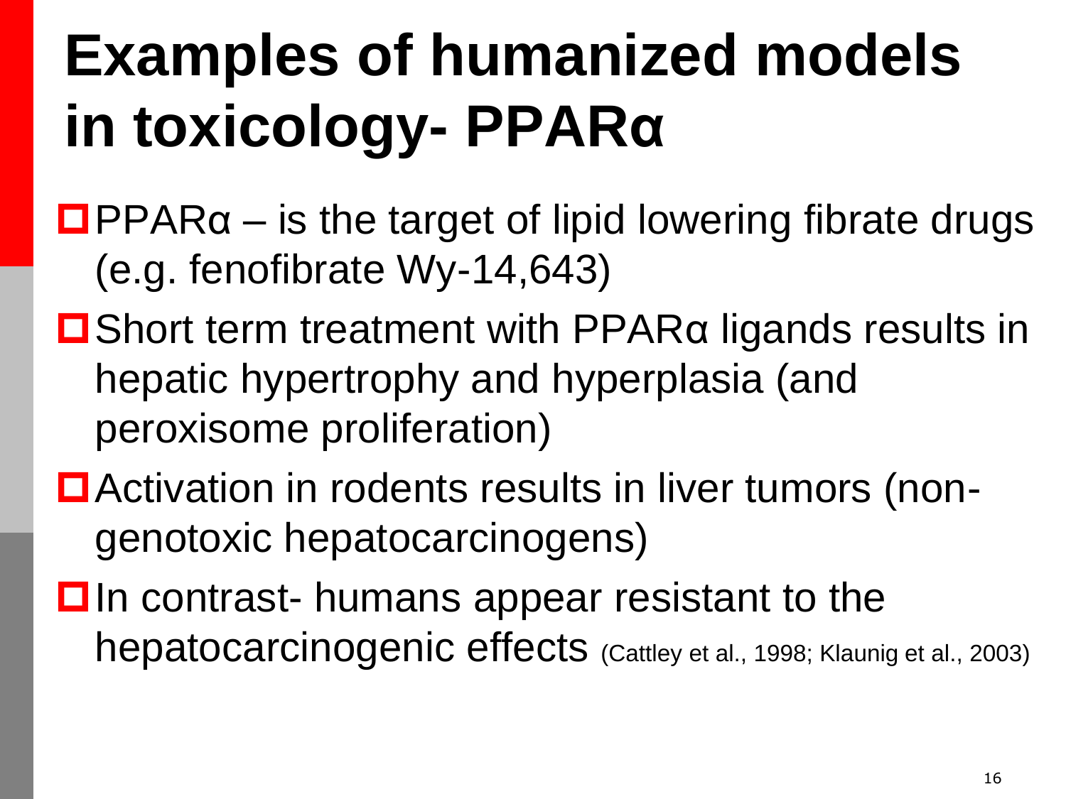# Examples of humanized models in toxicology- PPARα

- PPARα – is the target of lipid lowering fibrate drugs (e.g. fenofibrate Wy-14,643)
- Short term treatment with PPARα ligands results in hepatic hypertrophy and hyperplasia (and peroxisome proliferation)
- Activation in rodents results in liver tumors (non-genotoxic hepatocarcinogens)
- In contrast- humans appear resistant to the hepatocarcinogenic effects (Cattley et al., 1998; Klaunig et al., 2003)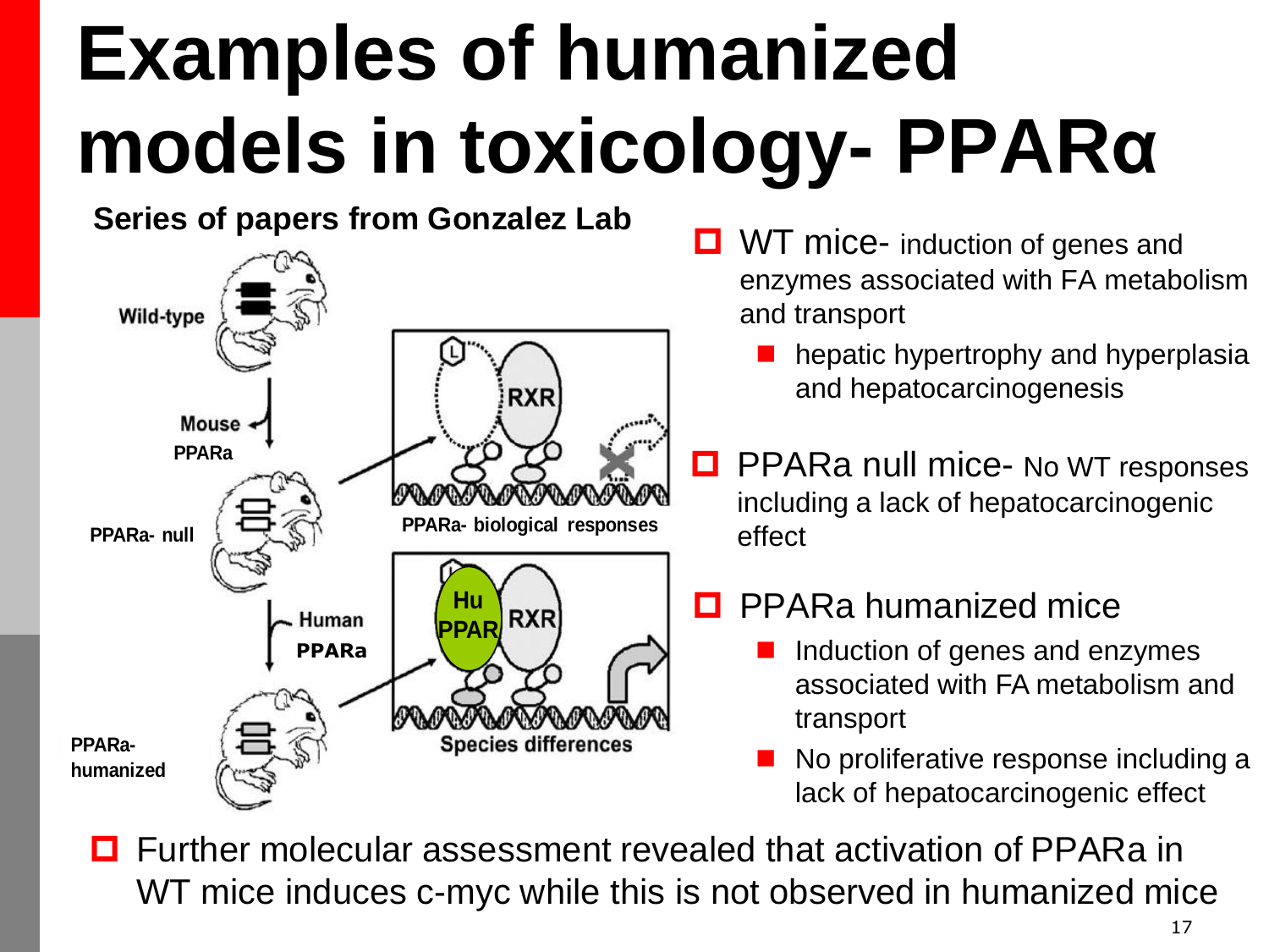# Examples of humanized models in toxicology- PPARα

**Series of papers from Gonzalez Lab**

Wild-type

Mouse PPARa

PPARa- null

PPARa- biological responses

Human PPARa

PPARa-humanized

Species differences

- WT mice- induction of genes and enzymes associated with FA metabolism and transport
  - hepatic hypertrophy and hyperplasia and hepatocarcinogenesis
- PPARa null mice- No WT responses including a lack of hepatocarcinogenic effect
- PPARa humanized mice
  - Induction of genes and enzymes associated with FA metabolism and transport
  - No proliferative response including a lack of hepatocarcinogenic effect
- Further molecular assessment revealed that activation of PPARa in WT mice induces c-myc while this is not observed in humanized mice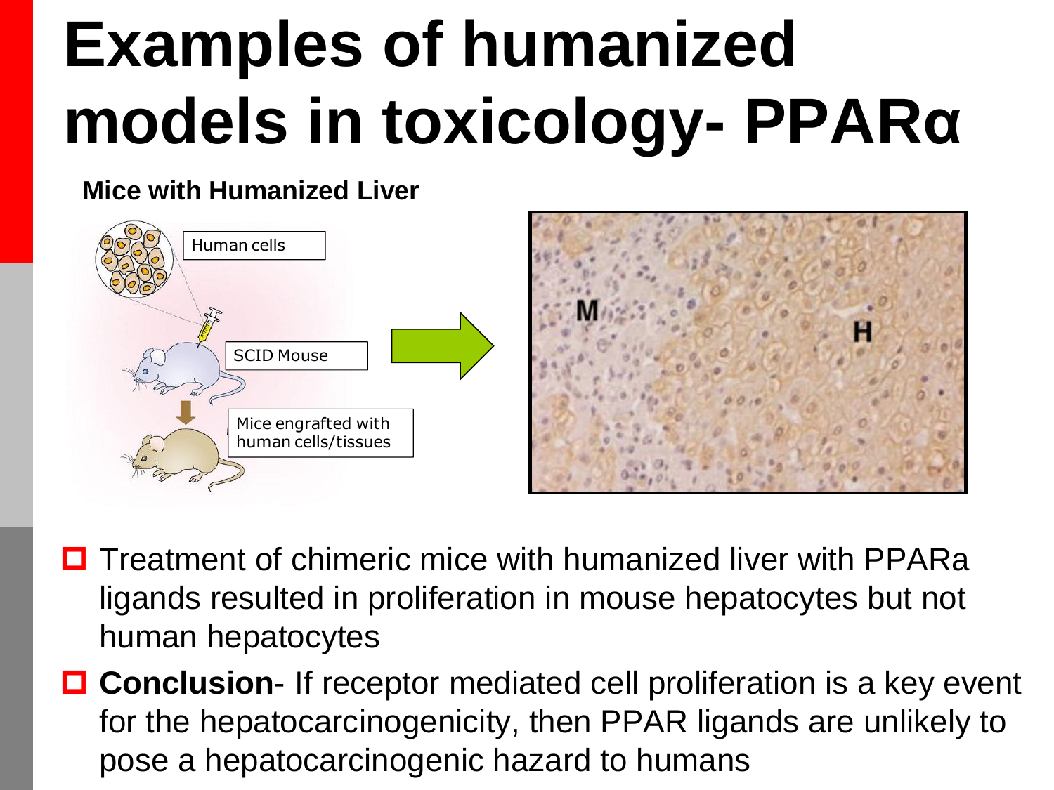# Examples of humanized models in toxicology- PPARα

**Mice with Humanized Liver**

Human cells

SCID Mouse

Mice engrafted with human cells/tissues

M

H

- Treatment of chimeric mice with humanized liver with PPARa ligands resulted in proliferation in mouse hepatocytes but not human hepatocytes
- **Conclusion**- If receptor mediated cell proliferation is a key event for the hepatocarcinogenicity, then PPAR ligands are unlikely to pose a hepatocarcinogenic hazard to humans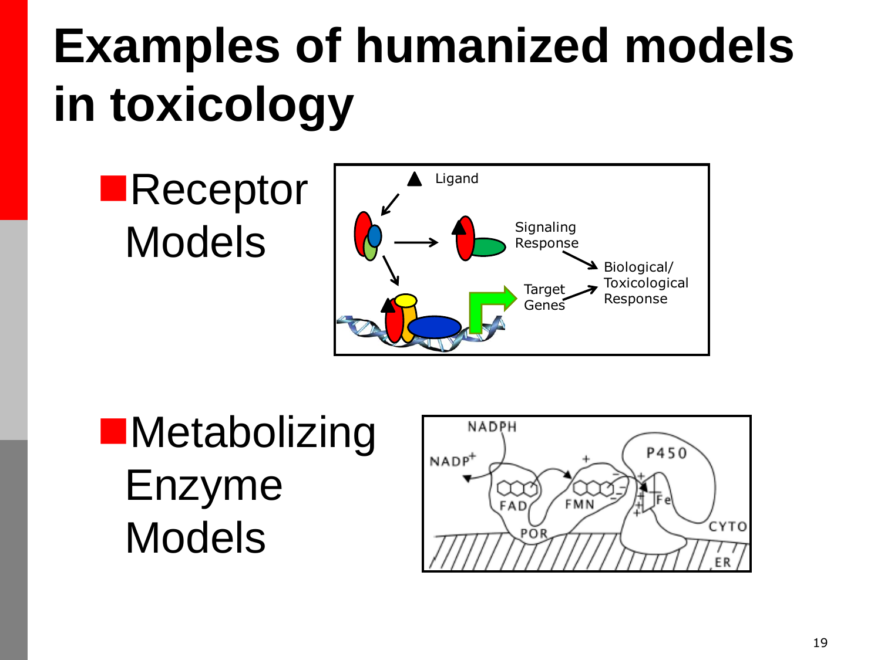# Examples of humanized models in toxicology

- Receptor Models
- Metabolizing Enzyme Models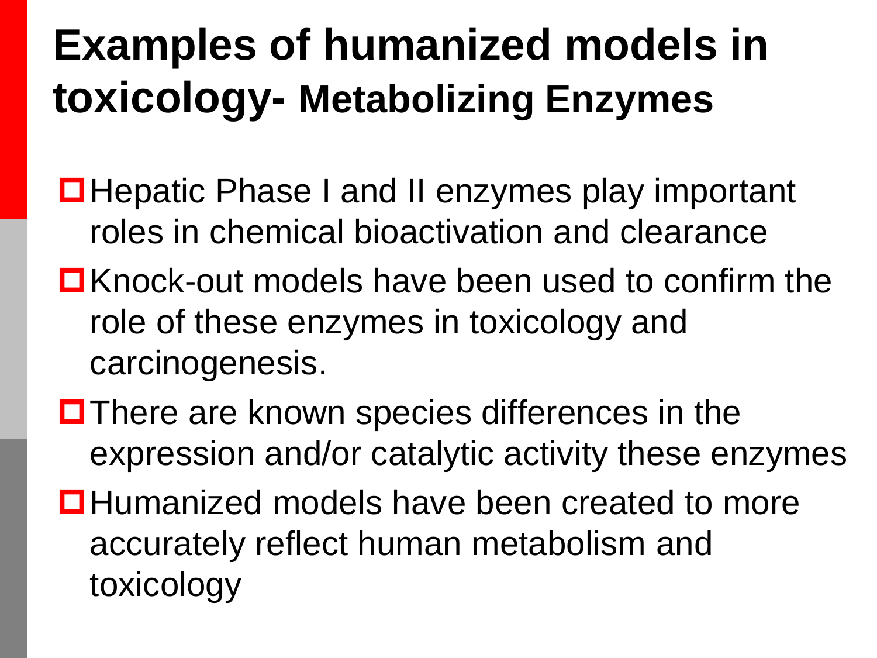# Examples of humanized models in toxicology- Metabolizing Enzymes

- Hepatic Phase I and II enzymes play important roles in chemical bioactivation and clearance
- Knock-out models have been used to confirm the role of these enzymes in toxicology and carcinogenesis.
- There are known species differences in the expression and/or catalytic activity these enzymes
- Humanized models have been created to more accurately reflect human metabolism and toxicology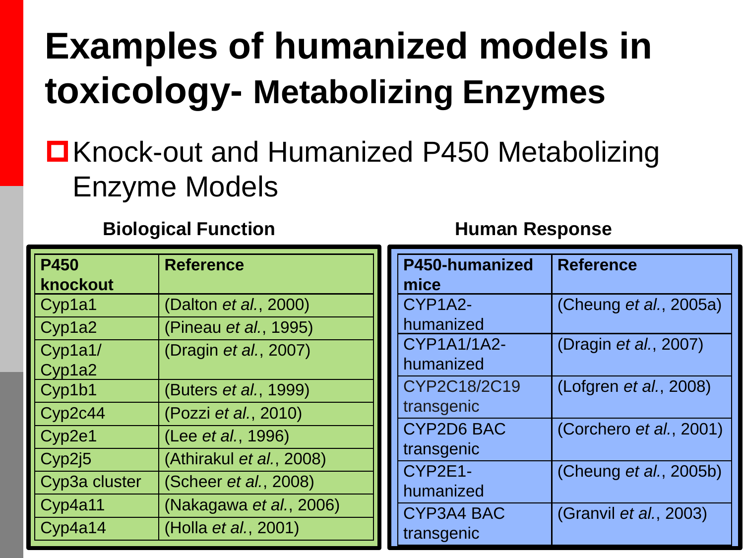# Examples of humanized models in toxicology- Metabolizing Enzymes

- Knock-out and Humanized P450 Metabolizing Enzyme Models

**Biological Function**

| P450 knockout | Reference |
|---|---|
| Cyp1a1 | (Dalton *et al.*, 2000) |
| Cyp1a2 | (Pineau *et al.*, 1995) |
| Cyp1a1/ Cyp1a2 | (Dragin *et al.*, 2007) |
| Cyp1b1 | (Buters *et al.*, 1999) |
| Cyp2c44 | (Pozzi *et al.*, 2010) |
| Cyp2e1 | (Lee *et al.*, 1996) |
| Cyp2j5 | (Athirakul *et al.*, 2008) |
| Cyp3a cluster | (Scheer *et al.*, 2008) |
| Cyp4a11 | (Nakagawa *et al.*, 2006) |
| Cyp4a14 | (Holla *et al.*, 2001) |

**Human Response**

| P450-humanized mice | Reference |
|---|---|
| CYP1A2-humanized | (Cheung *et al.*, 2005a) |
| CYP1A1/1A2-humanized | (Dragin *et al.*, 2007) |
| CYP2C18/2C19 transgenic | (Lofgren *et al.*, 2008) |
| CYP2D6 BAC transgenic | (Corchero *et al.*, 2001) |
| CYP2E1-humanized | (Cheung *et al.*, 2005b) |
| CYP3A4 BAC transgenic | (Granvil *et al.*, 2003) |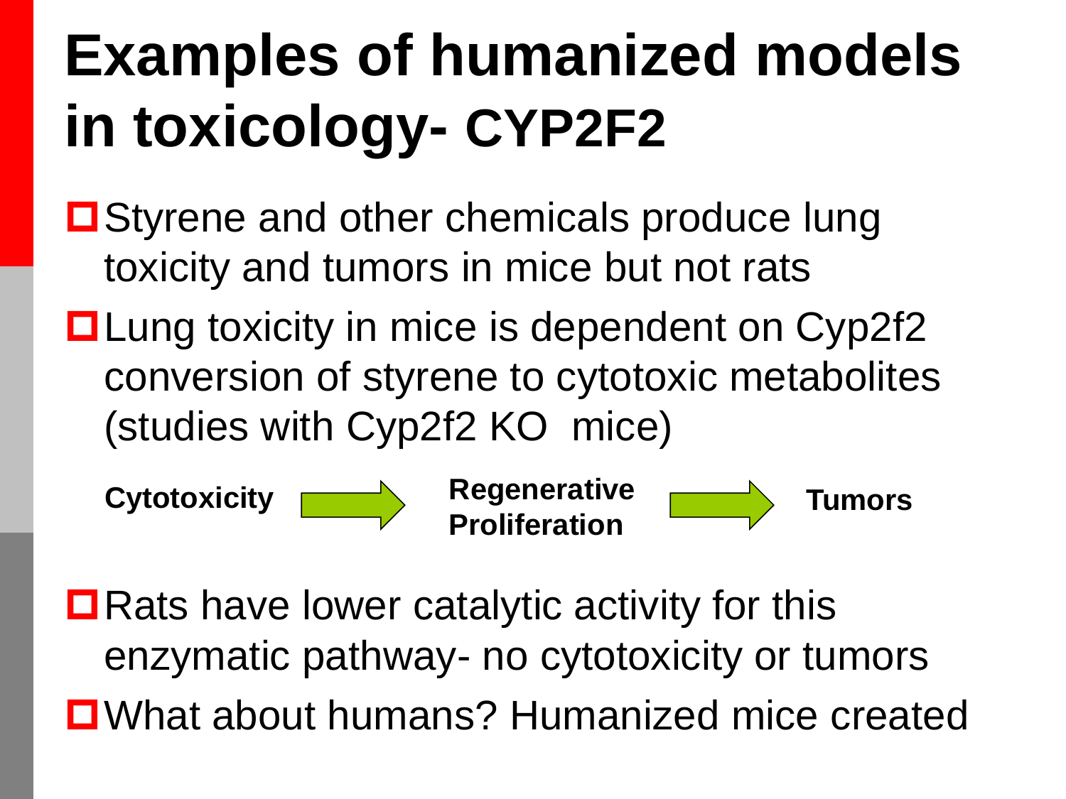# Examples of humanized models in toxicology- CYP2F2

- Styrene and other chemicals produce lung toxicity and tumors in mice but not rats
- Lung toxicity in mice is dependent on Cyp2f2 conversion of styrene to cytotoxic metabolites (studies with Cyp2f2 KO mice)

**Cytotoxicity** → **Regenerative Proliferation** → **Tumors**

- Rats have lower catalytic activity for this enzymatic pathway- no cytotoxicity or tumors
- What about humans? Humanized mice created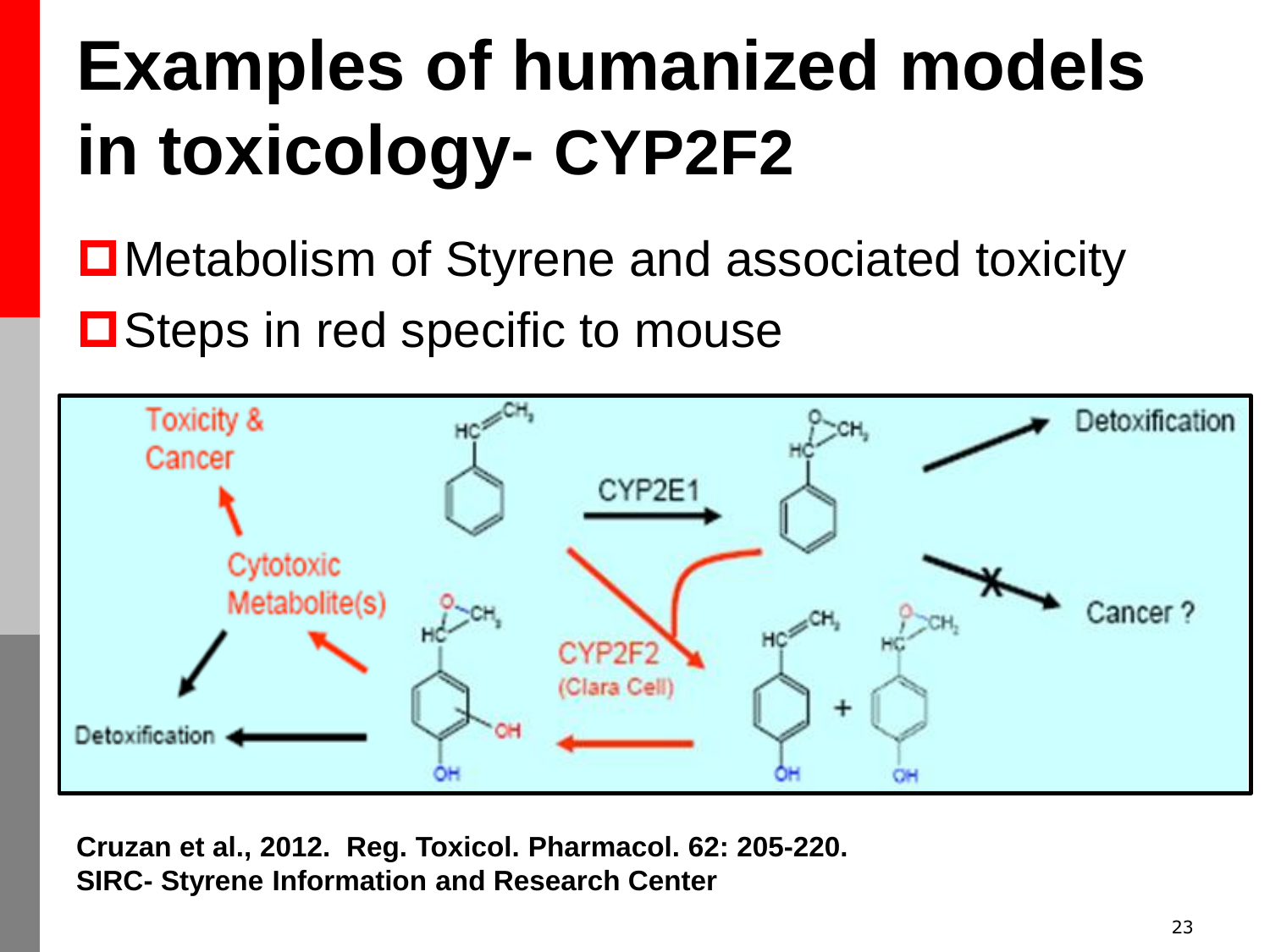# Examples of humanized models in toxicology- CYP2F2

- Metabolism of Styrene and associated toxicity
- Steps in red specific to mouse

Toxicity & Cancer

Cytotoxic Metabolite(s)

Detoxification

CYP2E1

Detoxification

Cancer ?

CYP2F2 (Clara Cell)

**Cruzan et al., 2012. Reg. Toxicol. Pharmacol. 62: 205-220.**
**SIRC- Styrene Information and Research Center**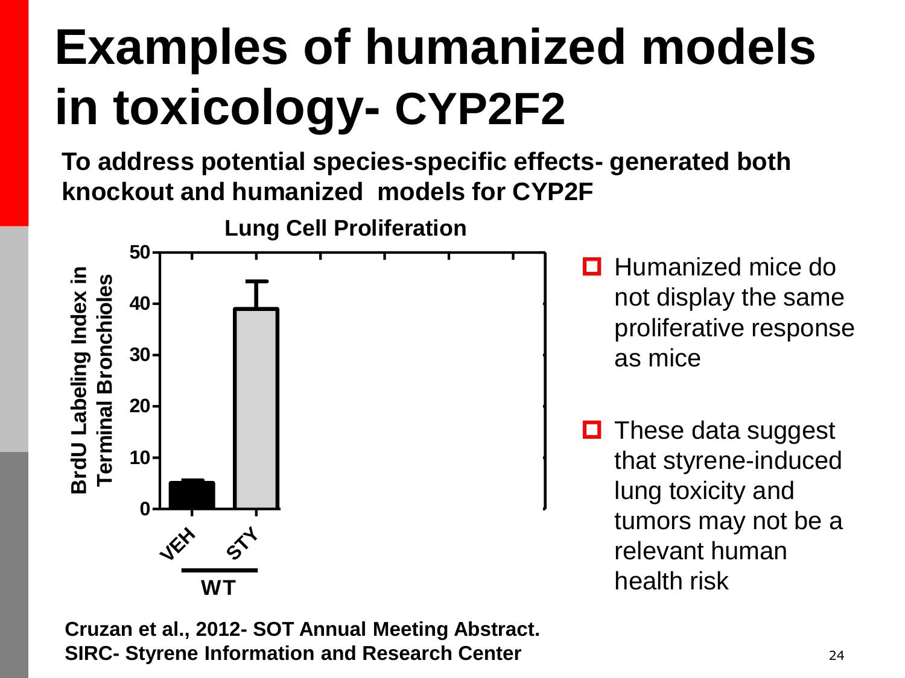# Examples of humanized models in toxicology- CYP2F2

**To address potential species-specific effects- generated both knockout and humanized models for CYP2F**

**Lung Cell Proliferation**

| | VEH | STY |
|---|---|---|
| WT – BrdU Labeling Index in Terminal Bronchioles | ~5 | ~39 |

- Humanized mice do not display the same proliferative response as mice
- These data suggest that styrene-induced lung toxicity and tumors may not be a relevant human health risk

**Cruzan et al., 2012- SOT Annual Meeting Abstract.**
**SIRC- Styrene Information and Research Center**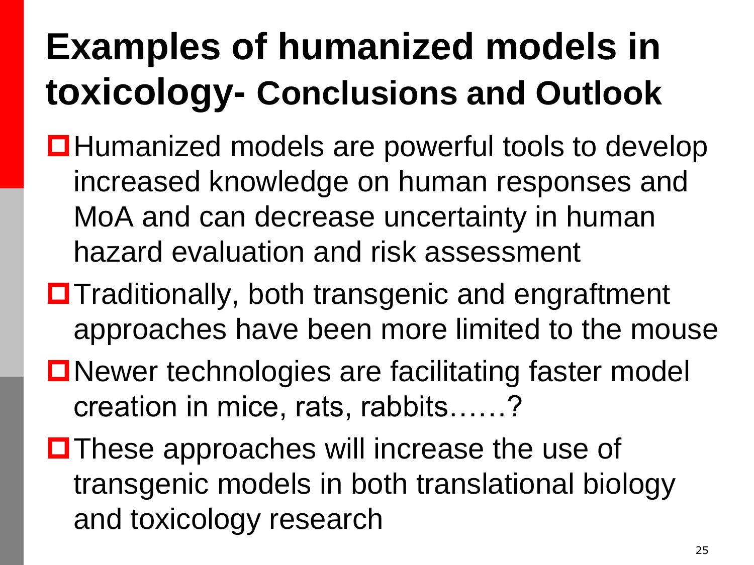# Examples of humanized models in toxicology- Conclusions and Outlook

- Humanized models are powerful tools to develop increased knowledge on human responses and MoA and can decrease uncertainty in human hazard evaluation and risk assessment
- Traditionally, both transgenic and engraftment approaches have been more limited to the mouse
- Newer technologies are facilitating faster model creation in mice, rats, rabbits……?
- These approaches will increase the use of transgenic models in both translational biology and toxicology research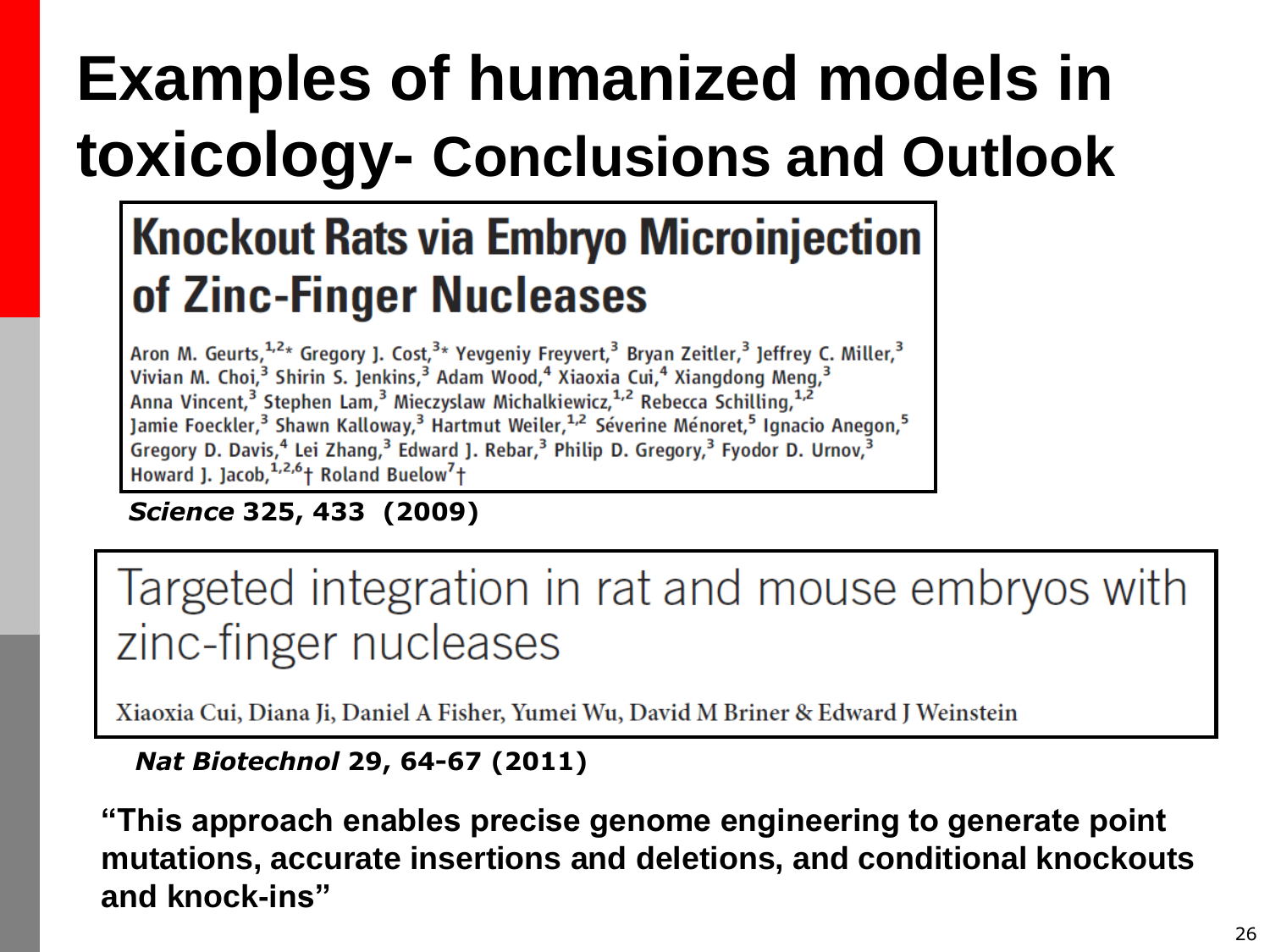# Examples of humanized models in toxicology- Conclusions and Outlook

## Knockout Rats via Embryo Microinjection of Zinc-Finger Nucleases

Aron M. Geurts,[1,2*] Gregory J. Cost,[3*] Yevgeniy Freyvert,[3] Bryan Zeitler,[3] Jeffrey C. Miller,[3] Vivian M. Choi,[3] Shirin S. Jenkins,[3] Adam Wood,[4] Xiaoxia Cui,[4] Xiangdong Meng,[3] Anna Vincent,[3] Stephen Lam,[3] Mieczyslaw Michalkiewicz,[1,2] Rebecca Schilling,[1,2] Jamie Foeckler,[3] Shawn Kalloway,[3] Hartmut Weiler,[1,2] Séverine Ménoret,[5] Ignacio Anegon,[5] Gregory D. Davis,[4] Lei Zhang,[3] Edward J. Rebar,[3] Philip D. Gregory,[3] Fyodor D. Urnov,[3] Howard J. Jacob,[1,2,6]† Roland Buelow[7]†

***Science* 325, 433 (2009)**

## Targeted integration in rat and mouse embryos with zinc-finger nucleases

Xiaoxia Cui, Diana Ji, Daniel A Fisher, Yumei Wu, David M Briner & Edward J Weinstein

***Nat Biotechnol* 29, 64-67 (2011)**

**"This approach enables precise genome engineering to generate point mutations, accurate insertions and deletions, and conditional knockouts and knock-ins"**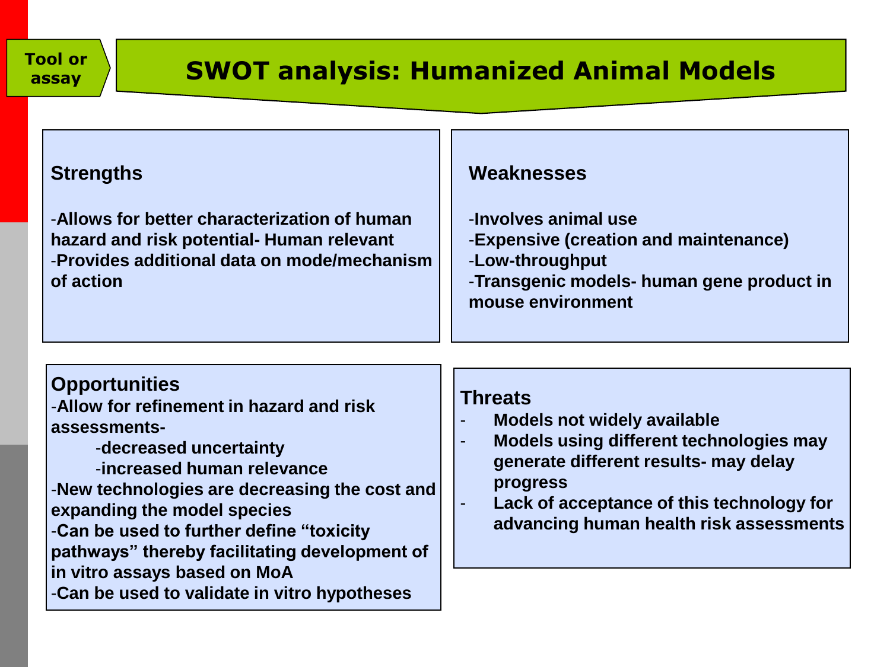Tool or assay

# SWOT analysis: Humanized Animal Models

## Strengths

- **Allows for better characterization of human hazard and risk potential- Human relevant**
- **Provides additional data on mode/mechanism of action**

## Weaknesses

- **Involves animal use**
- **Expensive (creation and maintenance)**
- **Low-throughput**
- **Transgenic models- human gene product in mouse environment**

## Opportunities

- **Allow for refinement in hazard and risk assessments-**
  - **decreased uncertainty**
  - **increased human relevance**
- **New technologies are decreasing the cost and expanding the model species**
- **Can be used to further define "toxicity pathways" thereby facilitating development of in vitro assays based on MoA**
- **Can be used to validate in vitro hypotheses**

## Threats

- **Models not widely available**
- **Models using different technologies may generate different results- may delay progress**
- **Lack of acceptance of this technology for advancing human health risk assessments**